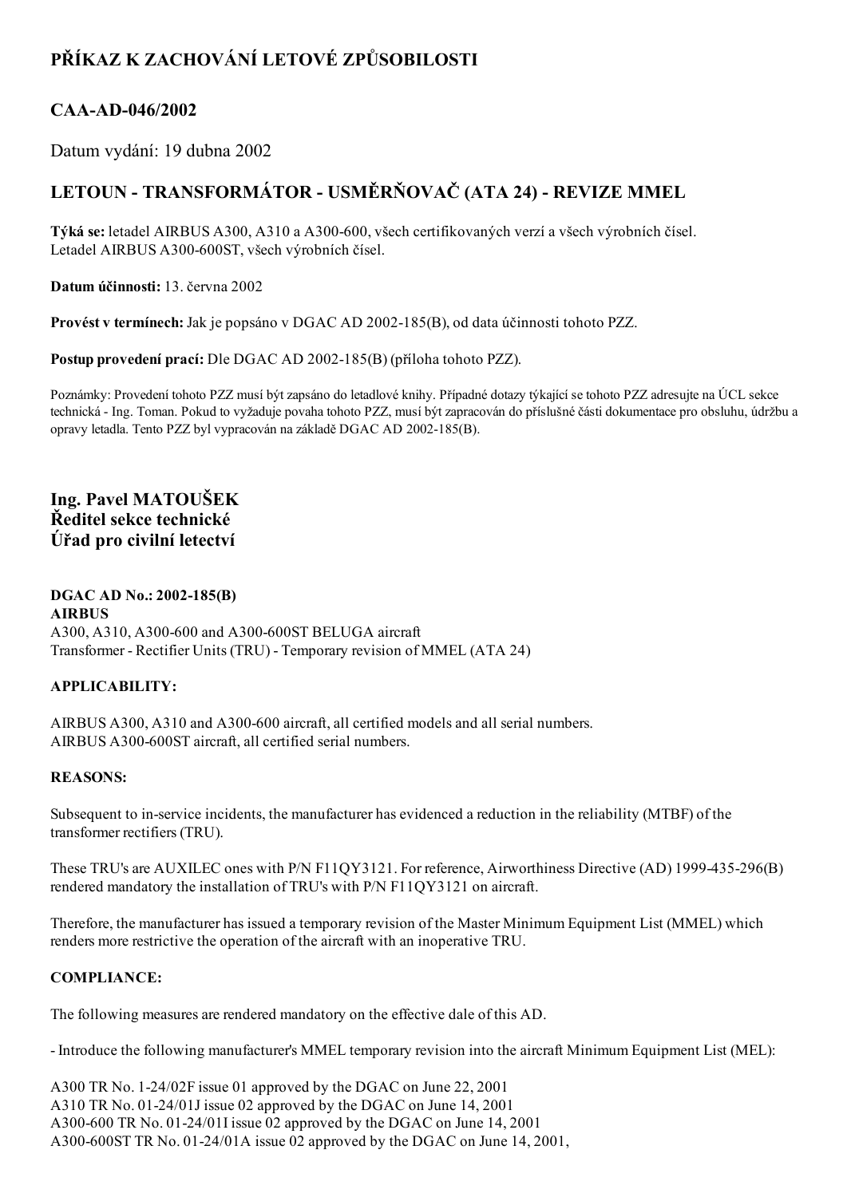# PŘÍKAZ K ZACHOVÁNÍ LETOVÉ ZPŮSOBILOSTI

## CAA-AD-046/2002

Datum vydání: 19 dubna 2002

## LETOUN - TRANSFORMÁTOR - USMĚRŇOVAČ (ATA 24) - REVIZE MMEL

**Týká se:** letadel AIRBUS A300, A310 a A300-600, všech certifikovaných verzí a všech výrobních čísel.
Letadel AIRBUS A300-600ST, všech výrobních čísel.

**Datum účinnosti:** 13. června 2002

**Provést v termínech:** Jak je popsáno v DGAC AD 2002-185(B), od data účinnosti tohoto PZZ.

**Postup provedení prací:** Dle DGAC AD 2002-185(B) (příloha tohoto PZZ).

Poznámky: Provedení tohoto PZZ musí být zapsáno do letadlové knihy. Případné dotazy týkající se tohoto PZZ adresujte na ÚCL sekce technická - Ing. Toman. Pokud to vyžaduje povaha tohoto PZZ, musí být zapracován do příslušné části dokumentace pro obsluhu, údržbu a opravy letadla. Tento PZZ byl vypracován na základě DGAC AD 2002-185(B).

**Ing. Pavel MATOUŠEK**
**Ředitel sekce technické**
**Úřad pro civilní letectví**

**DGAC AD No.: 2002-185(B)**
**AIRBUS**
A300, A310, A300-600 and A300-600ST BELUGA aircraft
Transformer - Rectifier Units (TRU) - Temporary revision of MMEL (ATA 24)

**APPLICABILITY:**

AIRBUS A300, A310 and A300-600 aircraft, all certified models and all serial numbers.
AIRBUS A300-600ST aircraft, all certified serial numbers.

**REASONS:**

Subsequent to in-service incidents, the manufacturer has evidenced a reduction in the reliability (MTBF) of the transformer rectifiers (TRU).

These TRU's are AUXILEC ones with P/N F11QY3121. For reference, Airworthiness Directive (AD) 1999-435-296(B) rendered mandatory the installation of TRU's with P/N F11QY3121 on aircraft.

Therefore, the manufacturer has issued a temporary revision of the Master Minimum Equipment List (MMEL) which renders more restrictive the operation of the aircraft with an inoperative TRU.

**COMPLIANCE:**

The following measures are rendered mandatory on the effective dale of this AD.

- Introduce the following manufacturer's MMEL temporary revision into the aircraft Minimum Equipment List (MEL):

A300 TR No. 1-24/02F issue 01 approved by the DGAC on June 22, 2001
A310 TR No. 01-24/01J issue 02 approved by the DGAC on June 14, 2001
A300-600 TR No. 01-24/01I issue 02 approved by the DGAC on June 14, 2001
A300-600ST TR No. 01-24/01A issue 02 approved by the DGAC on June 14, 2001,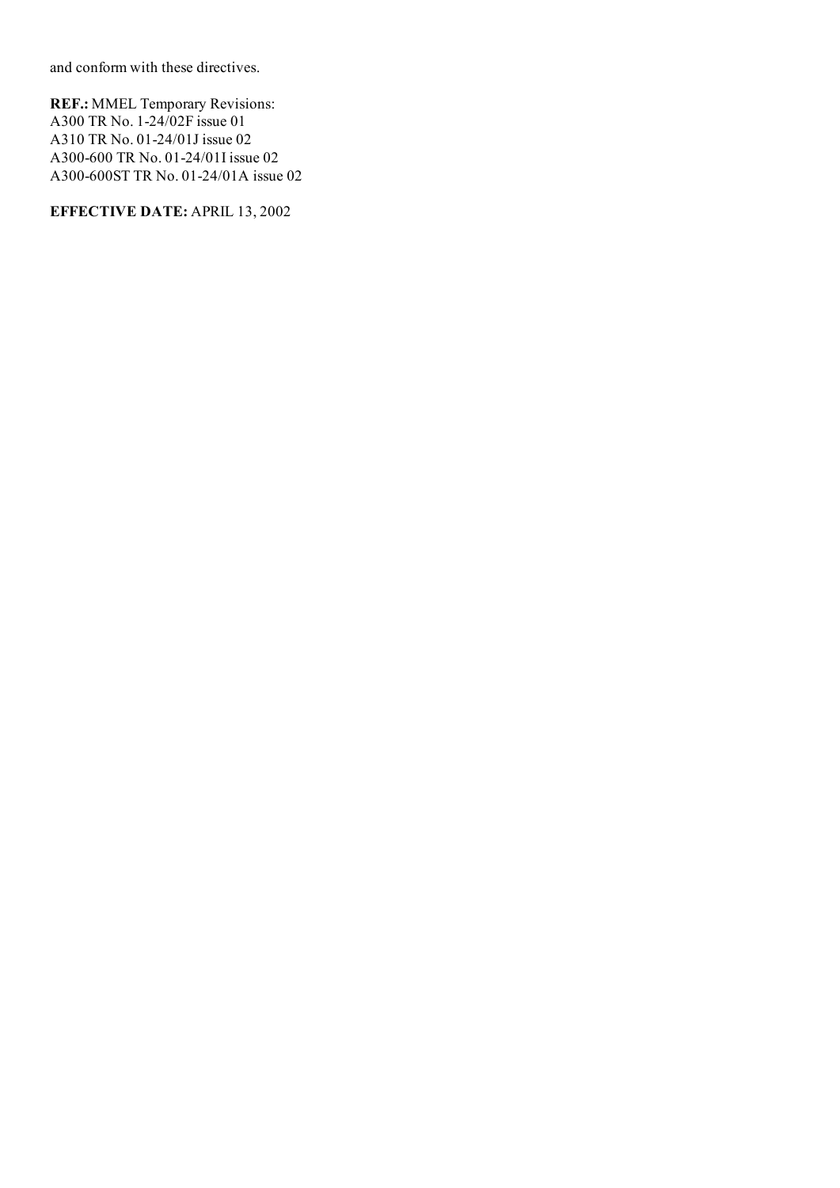and conform with these directives.

**REF.:** MMEL Temporary Revisions:
A300 TR No. 1-24/02F issue 01
A310 TR No. 01-24/01J issue 02
A300-600 TR No. 01-24/01I issue 02
A300-600ST TR No. 01-24/01A issue 02

**EFFECTIVE DATE:** APRIL 13, 2002